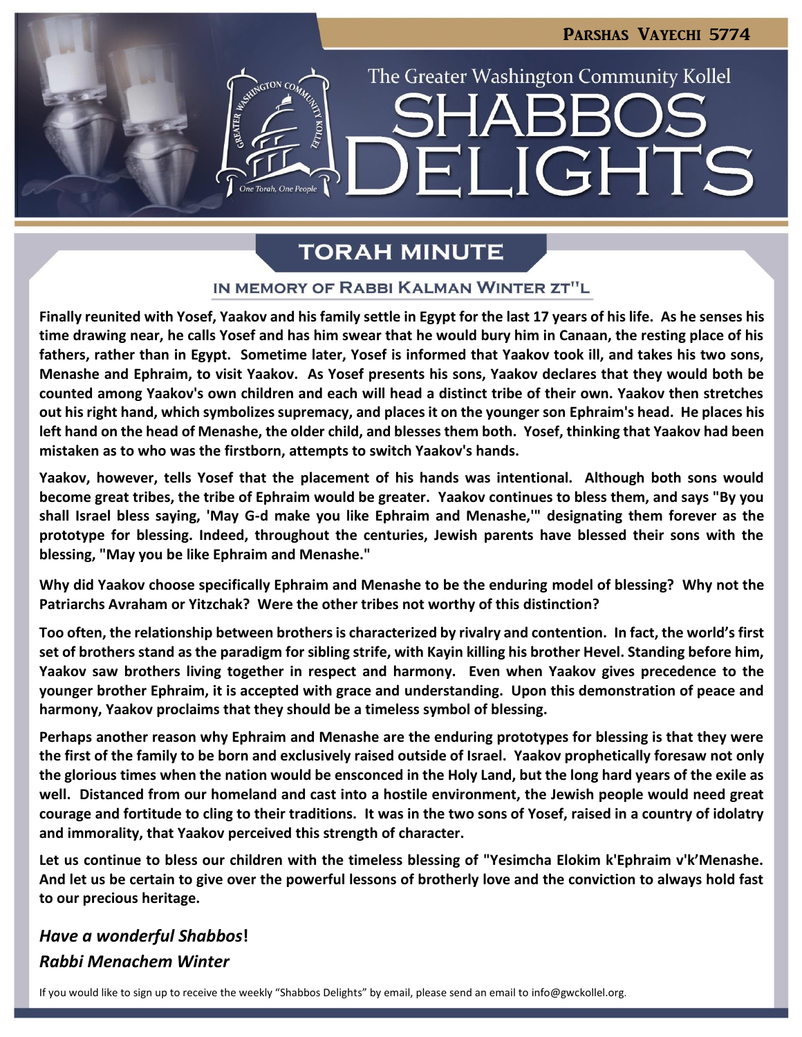PARSHAS VAYECHI 5774

The Greater Washington Community Kollel

# SHABBOS DELIGHTS

## TORAH MINUTE

### IN MEMORY OF RABBI KALMAN WINTER ZT"L

**Finally reunited with Yosef, Yaakov and his family settle in Egypt for the last 17 years of his life. As he senses his time drawing near, he calls Yosef and has him swear that he would bury him in Canaan, the resting place of his fathers, rather than in Egypt. Sometime later, Yosef is informed that Yaakov took ill, and takes his two sons, Menashe and Ephraim, to visit Yaakov. As Yosef presents his sons, Yaakov declares that they would both be counted among Yaakov's own children and each will head a distinct tribe of their own. Yaakov then stretches out his right hand, which symbolizes supremacy, and places it on the younger son Ephraim's head. He places his left hand on the head of Menashe, the older child, and blesses them both. Yosef, thinking that Yaakov had been mistaken as to who was the firstborn, attempts to switch Yaakov's hands.**

**Yaakov, however, tells Yosef that the placement of his hands was intentional. Although both sons would become great tribes, the tribe of Ephraim would be greater. Yaakov continues to bless them, and says "By you shall Israel bless saying, 'May G-d make you like Ephraim and Menashe,'" designating them forever as the prototype for blessing. Indeed, throughout the centuries, Jewish parents have blessed their sons with the blessing, "May you be like Ephraim and Menashe."**

**Why did Yaakov choose specifically Ephraim and Menashe to be the enduring model of blessing? Why not the Patriarchs Avraham or Yitzchak? Were the other tribes not worthy of this distinction?**

**Too often, the relationship between brothers is characterized by rivalry and contention. In fact, the world's first set of brothers stand as the paradigm for sibling strife, with Kayin killing his brother Hevel. Standing before him, Yaakov saw brothers living together in respect and harmony. Even when Yaakov gives precedence to the younger brother Ephraim, it is accepted with grace and understanding. Upon this demonstration of peace and harmony, Yaakov proclaims that they should be a timeless symbol of blessing.**

**Perhaps another reason why Ephraim and Menashe are the enduring prototypes for blessing is that they were the first of the family to be born and exclusively raised outside of Israel. Yaakov prophetically foresaw not only the glorious times when the nation would be ensconced in the Holy Land, but the long hard years of the exile as well. Distanced from our homeland and cast into a hostile environment, the Jewish people would need great courage and fortitude to cling to their traditions. It was in the two sons of Yosef, raised in a country of idolatry and immorality, that Yaakov perceived this strength of character.**

**Let us continue to bless our children with the timeless blessing of "Yesimcha Elokim k'Ephraim v'k'Menashe. And let us be certain to give over the powerful lessons of brotherly love and the conviction to always hold fast to our precious heritage.**

***Have a wonderful Shabbos*!**

***Rabbi Menachem Winter***

If you would like to sign up to receive the weekly "Shabbos Delights" by email, please send an email to info@gwckollel.org.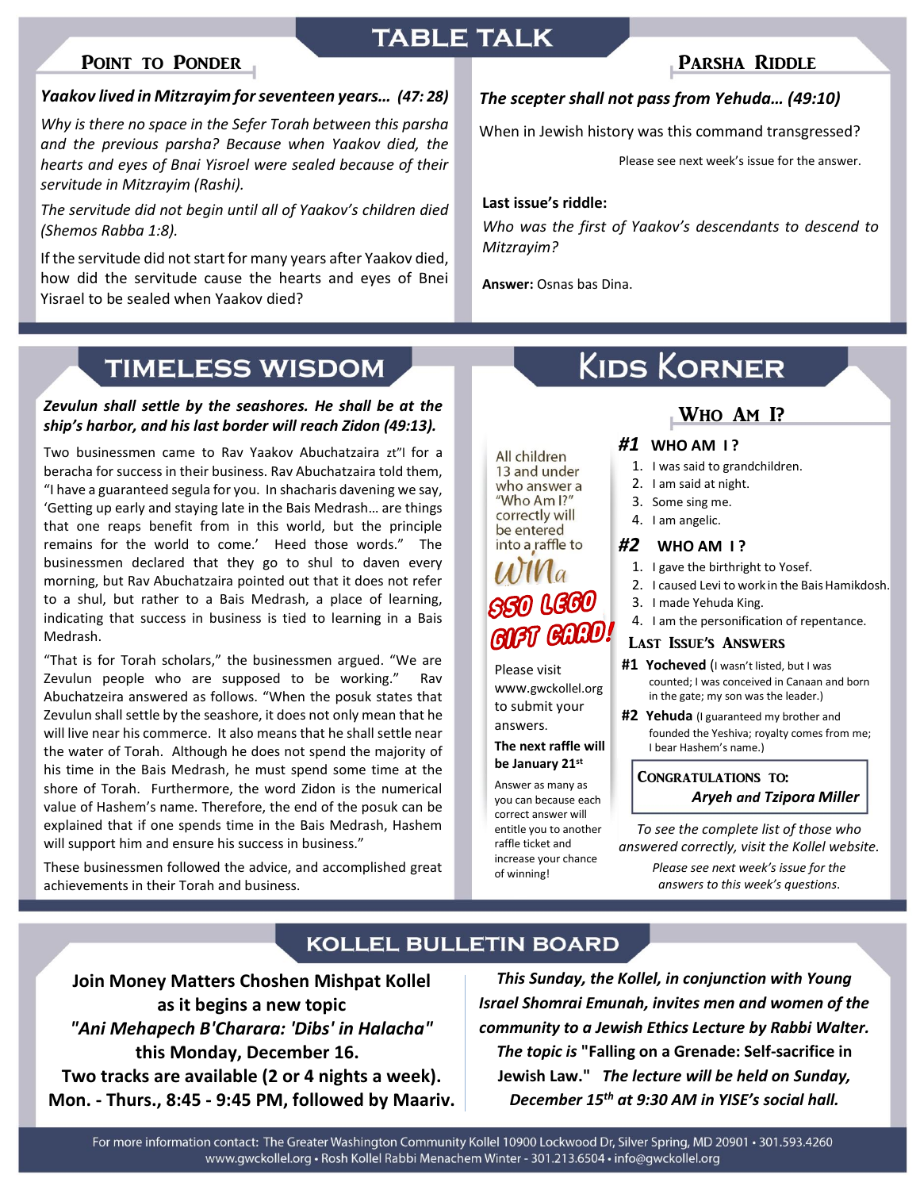# TABLE TALK

## Point to Ponder

***Yaakov lived in Mitzrayim for seventeen years… (47: 28)***

*Why is there no space in the Sefer Torah between this parsha and the previous parsha? Because when Yaakov died, the hearts and eyes of Bnai Yisroel were sealed because of their servitude in Mitzrayim (Rashi).*

*The servitude did not begin until all of Yaakov's children died (Shemos Rabba 1:8).*

If the servitude did not start for many years after Yaakov died, how did the servitude cause the hearts and eyes of Bnei Yisrael to be sealed when Yaakov died?

## Parsha Riddle

***The scepter shall not pass from Yehuda… (49:10)***

When in Jewish history was this command transgressed?

Please see next week's issue for the answer.

**Last issue's riddle:**

*Who was the first of Yaakov's descendants to descend to Mitzrayim?*

**Answer:** Osnas bas Dina.

# TIMELESS WISDOM

***Zevulun shall settle by the seashores. He shall be at the ship's harbor, and his last border will reach Zidon (49:13).***

Two businessmen came to Rav Yaakov Abuchatzaira zt"l for a beracha for success in their business. Rav Abuchatzaira told them, "I have a guaranteed segula for you. In shacharis davening we say, 'Getting up early and staying late in the Bais Medrash… are things that one reaps benefit from in this world, but the principle remains for the world to come.' Heed those words." The businessmen declared that they go to shul to daven every morning, but Rav Abuchatzaira pointed out that it does not refer to a shul, but rather to a Bais Medrash, a place of learning, indicating that success in business is tied to learning in a Bais Medrash.

"That is for Torah scholars," the businessmen argued. "We are Zevulun people who are supposed to be working." Rav Abuchatzeira answered as follows. "When the posuk states that Zevulun shall settle by the seashore, it does not only mean that he will live near his commerce. It also means that he shall settle near the water of Torah. Although he does not spend the majority of his time in the Bais Medrash, he must spend some time at the shore of Torah. Furthermore, the word Zidon is the numerical value of Hashem's name. Therefore, the end of the posuk can be explained that if one spends time in the Bais Medrash, Hashem will support him and ensure his success in business."

These businessmen followed the advice, and accomplished great achievements in their Torah and business.

# Kids Korner

All children 13 and under who answer a "Who Am I?" correctly will be entered into a raffle to

**Win a $50 LEGO GIFT CARD!**

Please visit www.gwckollel.org to submit your answers.

**The next raffle will be January 21st**

Answer as many as you can because each correct answer will entitle you to another raffle ticket and increase your chance of winning!

## Who Am I?

### #1 WHO AM I ?

1. I was said to grandchildren.
2. I am said at night.
3. Some sing me.
4. I am angelic.

### #2 WHO AM I ?

1. I gave the birthright to Yosef.
2. I caused Levi to work in the Bais Hamikdosh.
3. I made Yehuda King.
4. I am the personification of repentance.

### Last Issue's Answers

**#1 Yocheved** (I wasn't listed, but I was counted; I was conceived in Canaan and born in the gate; my son was the leader.)

**#2 Yehuda** (I guaranteed my brother and founded the Yeshiva; royalty comes from me; I bear Hashem's name.)

**Congratulations to:** ***Aryeh and Tzipora Miller***

*To see the complete list of those who answered correctly, visit the Kollel website.*

*Please see next week's issue for the answers to this week's questions.*

# KOLLEL BULLETIN BOARD

**Join Money Matters Choshen Mishpat Kollel as it begins a new topic *"Ani Mehapech B'Charara: 'Dibs' in Halacha"* this Monday, December 16. Two tracks are available (2 or 4 nights a week). Mon. - Thurs., 8:45 - 9:45 PM, followed by Maariv.**

***This Sunday, the Kollel, in conjunction with Young Israel Shomrai Emunah, invites men and women of the community to a Jewish Ethics Lecture by Rabbi Walter. The topic is* "Falling on a Grenade: Self-sacrifice in Jewish Law." *The lecture will be held on Sunday, December 15th at 9:30 AM in YISE's social hall.***

For more information contact: The Greater Washington Community Kollel 10900 Lockwood Dr, Silver Spring, MD 20901 • 301.593.4260
www.gwckollel.org • Rosh Kollel Rabbi Menachem Winter - 301.213.6504 • info@gwckollel.org